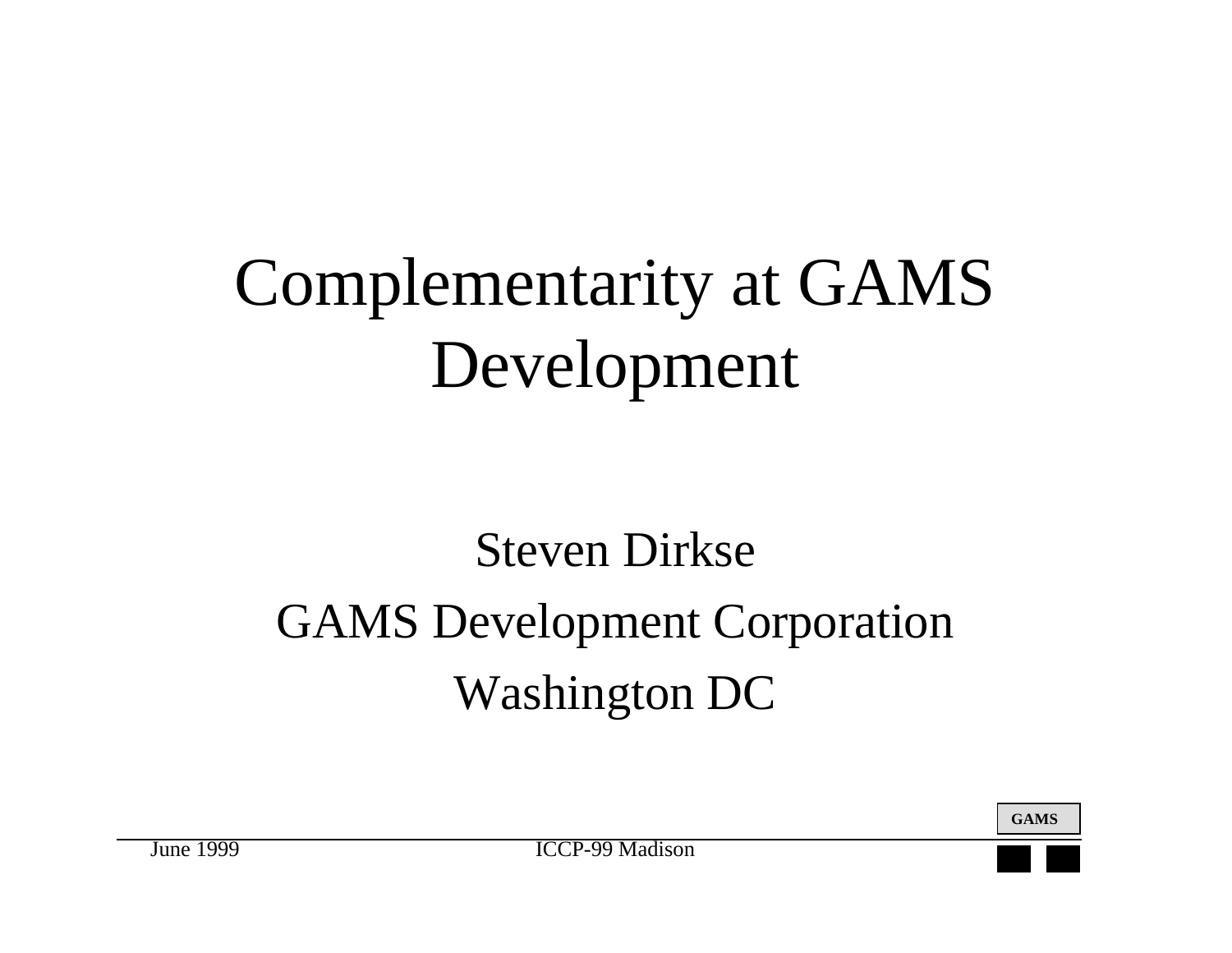# Complementarity at GAMS Development

Steven Dirkse

GAMS Development Corporation

Washington DC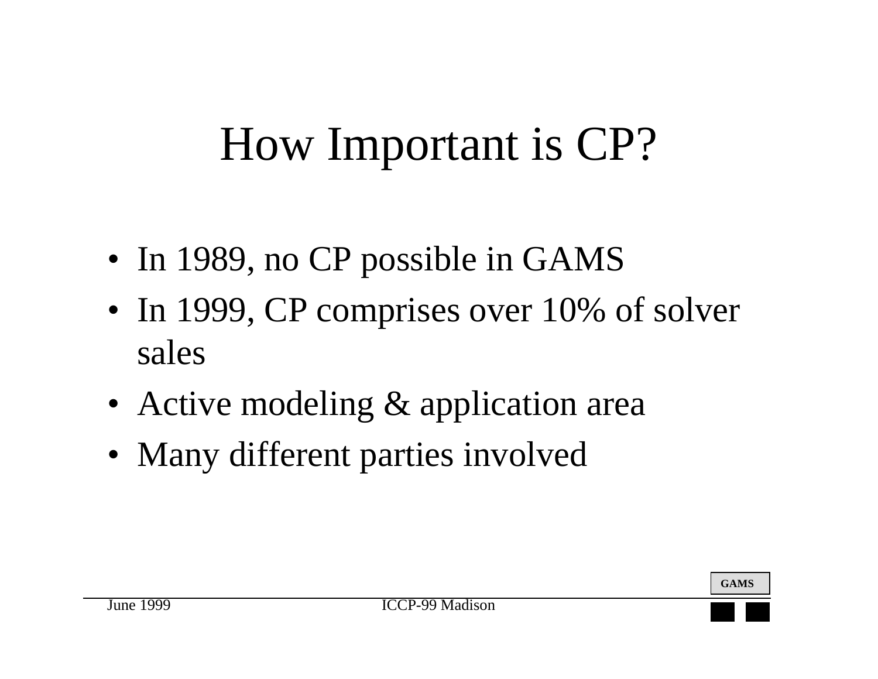# How Important is CP?

- In 1989, no CP possible in GAMS
- In 1999, CP comprises over 10% of solver sales
- Active modeling & application area
- Many different parties involved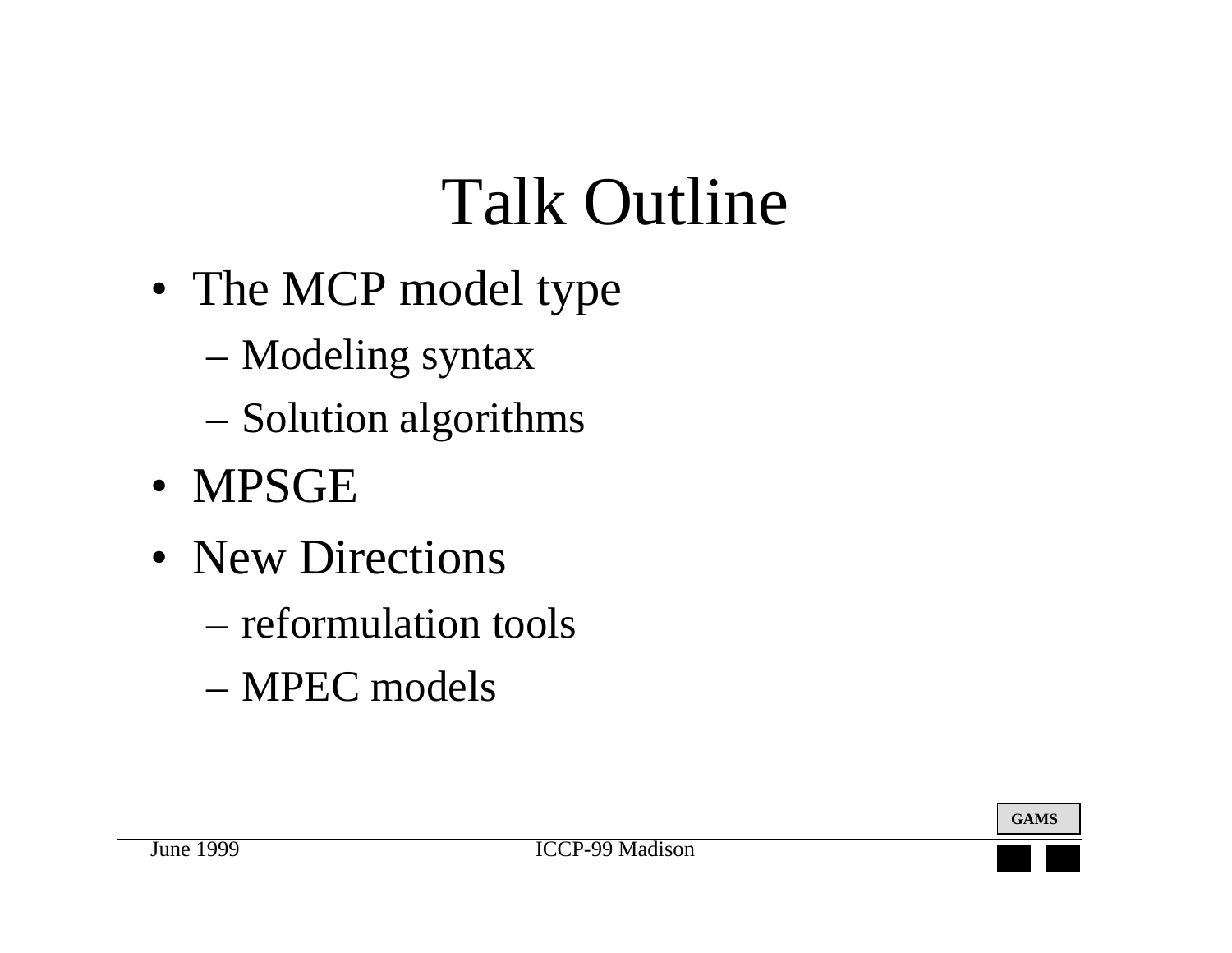# Talk Outline

- The MCP model type
  - Modeling syntax
  - Solution algorithms
- MPSGE
- New Directions
  - reformulation tools
  - MPEC models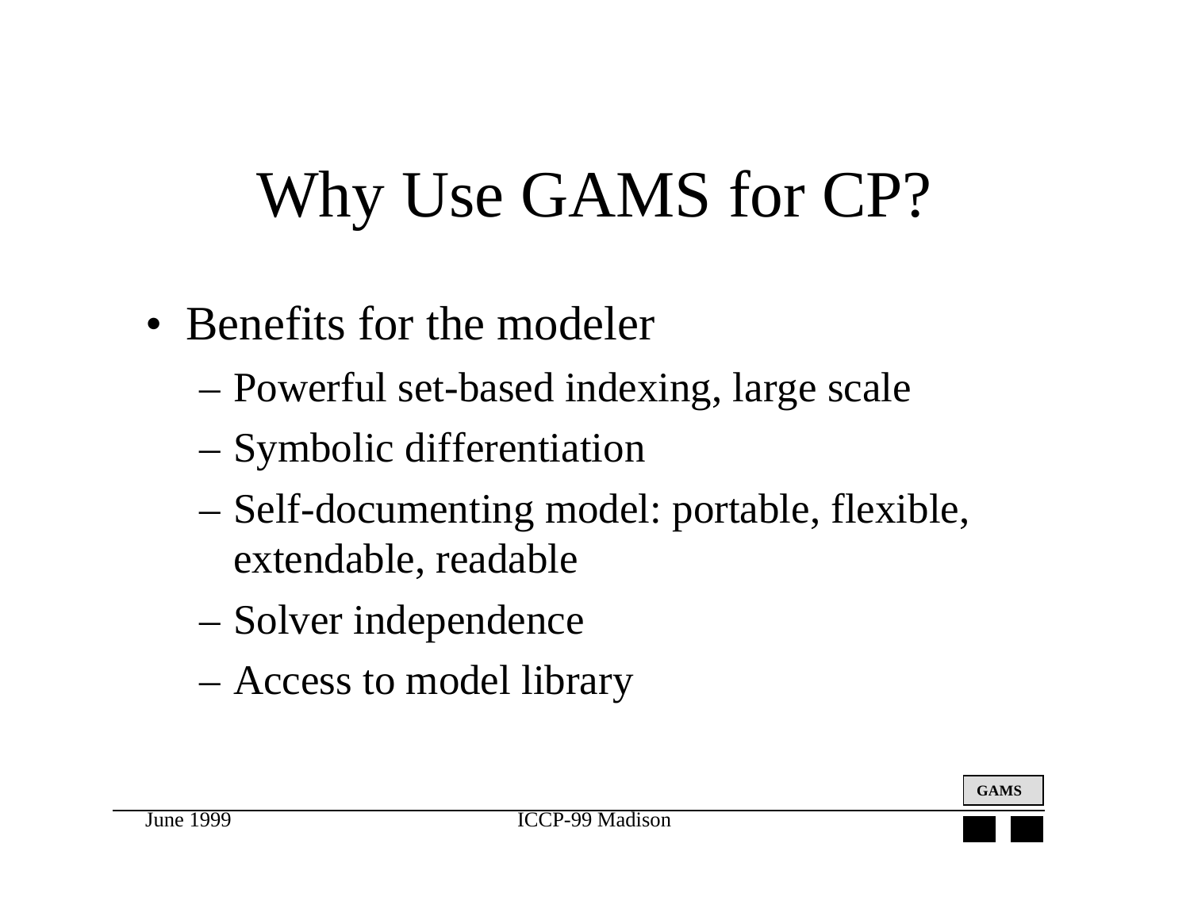# Why Use GAMS for CP?

- Benefits for the modeler
  - Powerful set-based indexing, large scale
  - Symbolic differentiation
  - Self-documenting model: portable, flexible, extendable, readable
  - Solver independence
  - Access to model library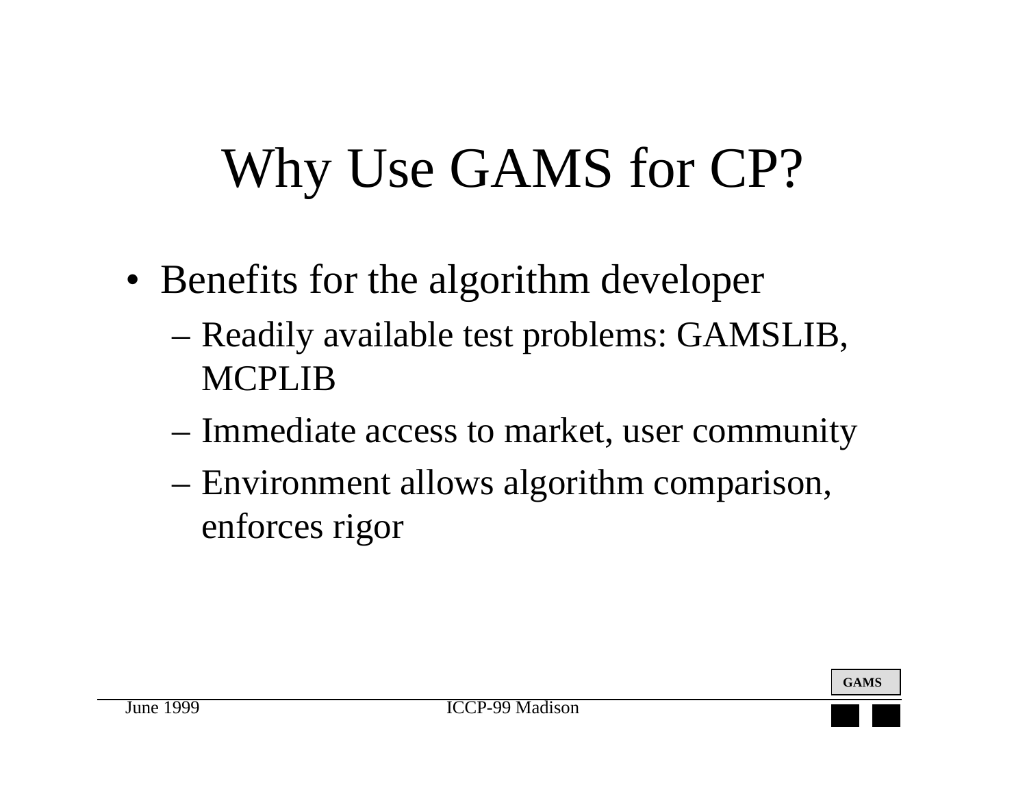# Why Use GAMS for CP?

- Benefits for the algorithm developer
  - Readily available test problems: GAMSLIB, MCPLIB
  - Immediate access to market, user community
  - Environment allows algorithm comparison, enforces rigor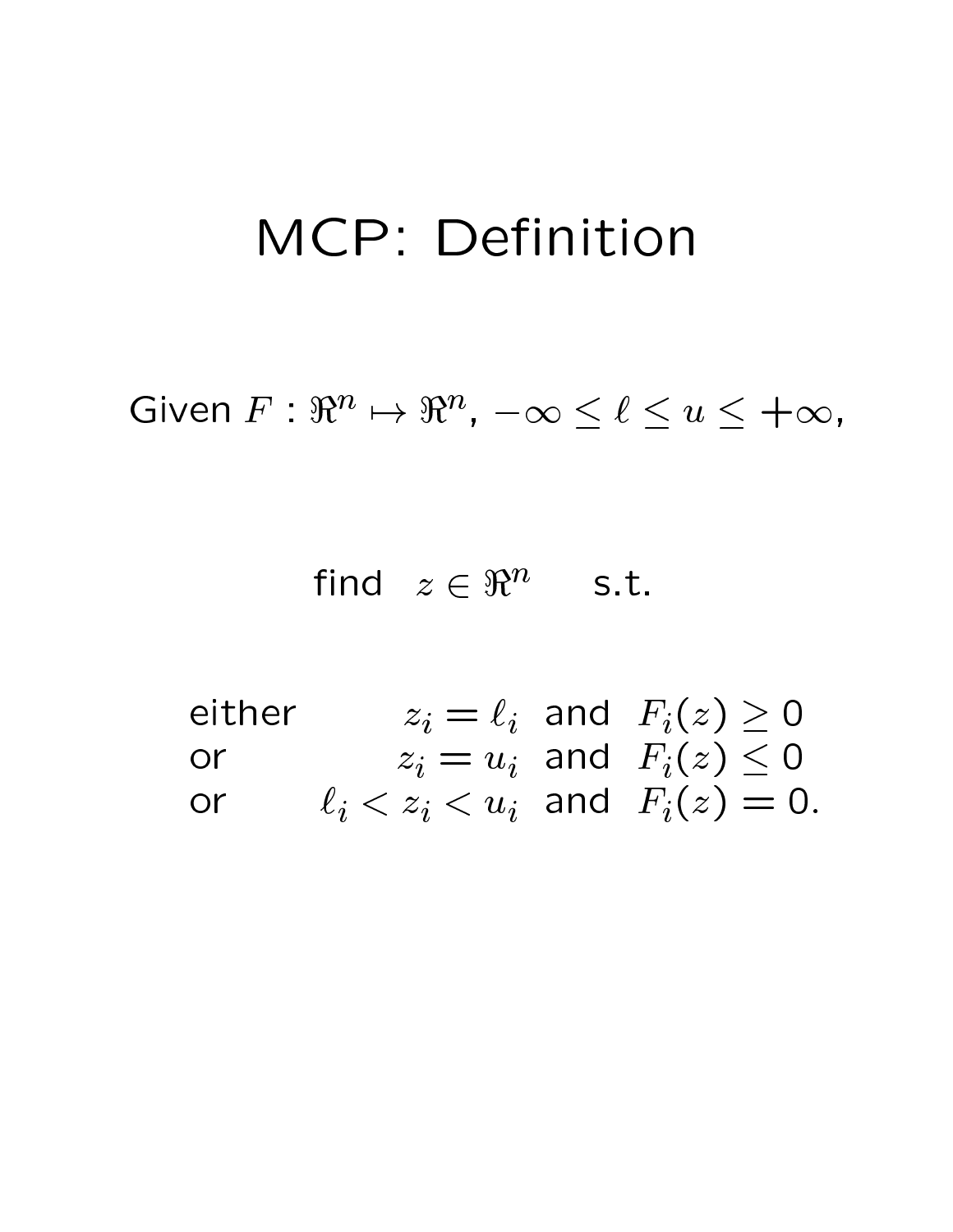# MCP: Definition

Given $F : \Re^n \mapsto \Re^n$, $-\infty \leq \ell \leq u \leq +\infty$,

find $z \in \Re^n$ s.t.

$$
\begin{array}{llcl}
\text{either} & z_i = \ell_i & \text{and} & F_i(z) \geq 0 \\
\text{or} & z_i = u_i & \text{and} & F_i(z) \leq 0 \\
\text{or} & \ell_i < z_i < u_i & \text{and} & F_i(z) = 0.
\end{array}
$$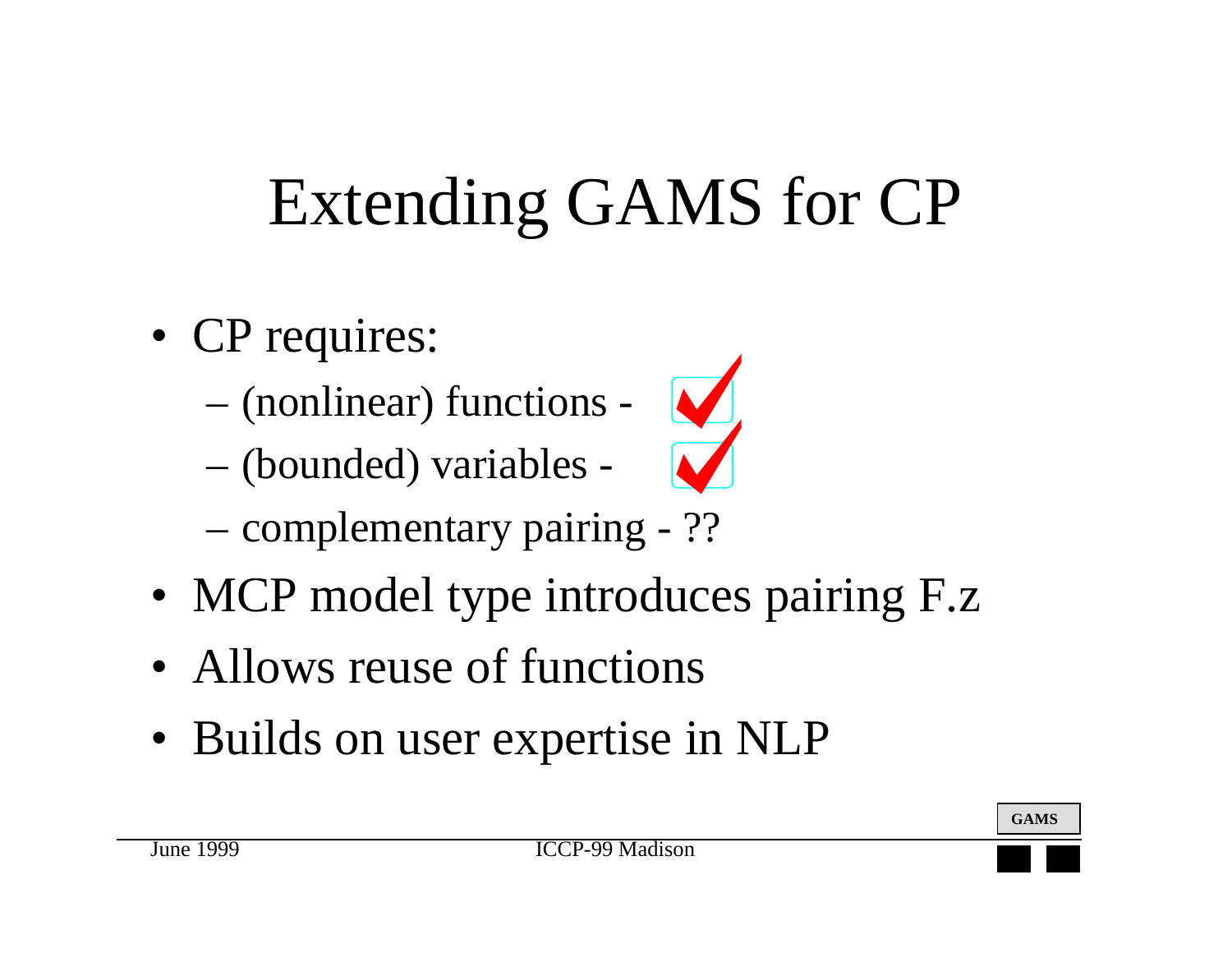# Extending GAMS for CP

- CP requires:
  - (nonlinear) functions - ✓
  - (bounded) variables - ✓
  - complementary pairing - ??
- MCP model type introduces pairing F.z
- Allows reuse of functions
- Builds on user expertise in NLP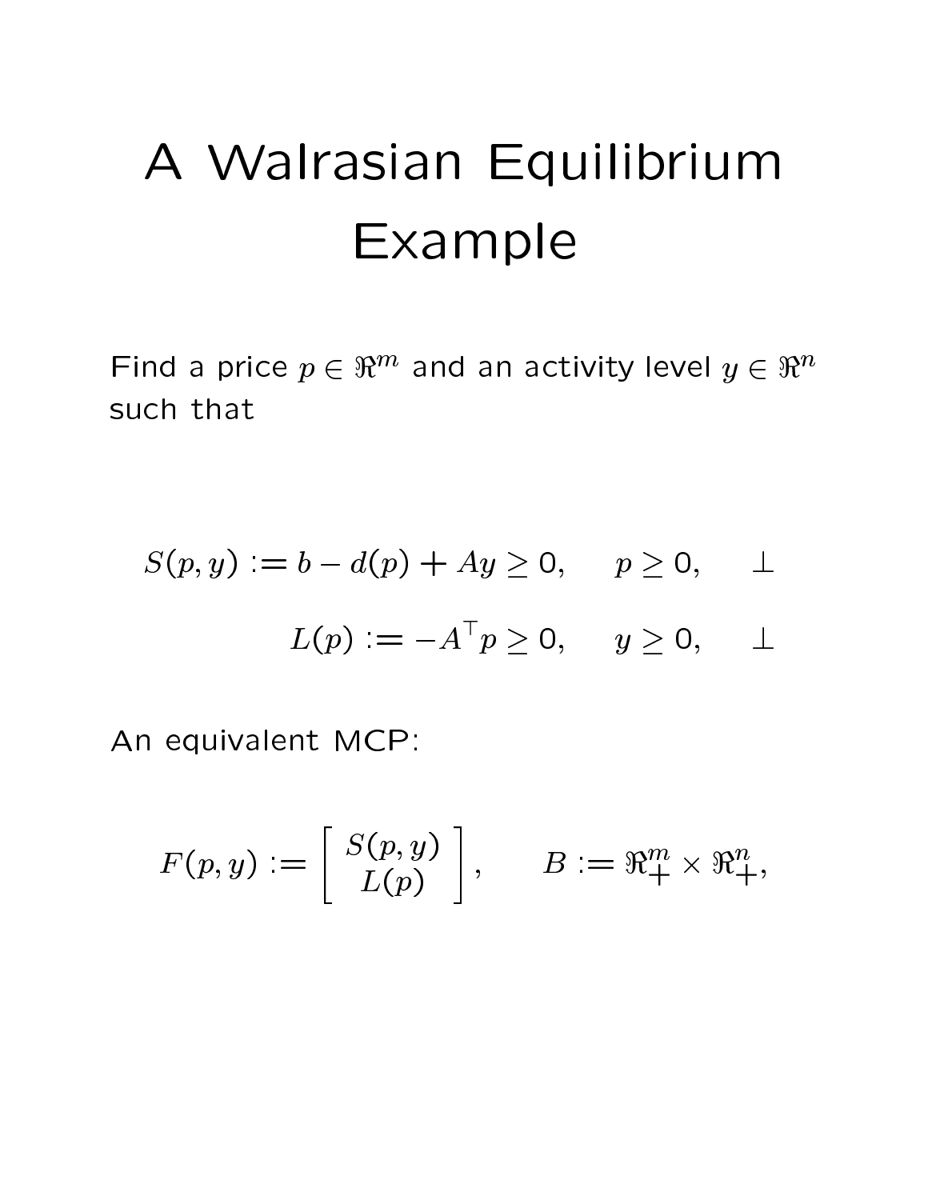# A Walrasian Equilibrium Example

Find a price $p \in \Re^m$ and an activity level $y \in \Re^n$ such that

$$S(p,y) := b - d(p) + Ay \geq 0, \quad p \geq 0, \quad \perp$$

$$L(p) := -A^\top p \geq 0, \quad y \geq 0, \quad \perp$$

An equivalent MCP:

$$F(p,y) := \left[ \begin{array}{c} S(p,y) \\ L(p) \end{array} \right], \qquad B := \Re^m_+ \times \Re^n_+,$$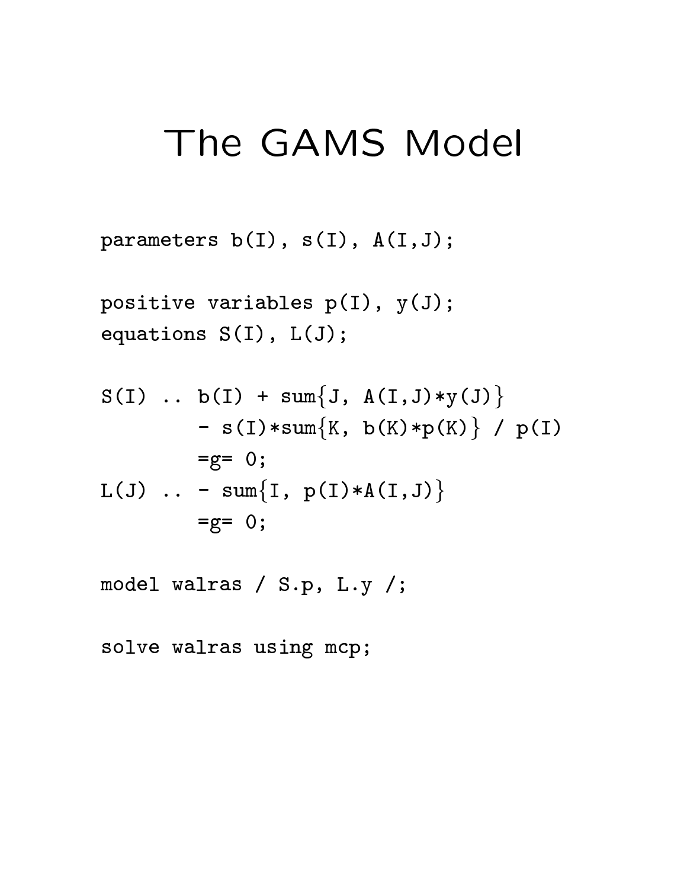# The GAMS Model

```
parameters b(I), s(I), A(I,J);

positive variables p(I), y(J);
equations S(I), L(J);

S(I) .. b(I) + sum{J, A(I,J)*y(J)}
        - s(I)*sum{K, b(K)*p(K)} / p(I)
        =g= 0;
L(J) .. - sum{I, p(I)*A(I,J)}
        =g= 0;

model walras / S.p, L.y /;

solve walras using mcp;
```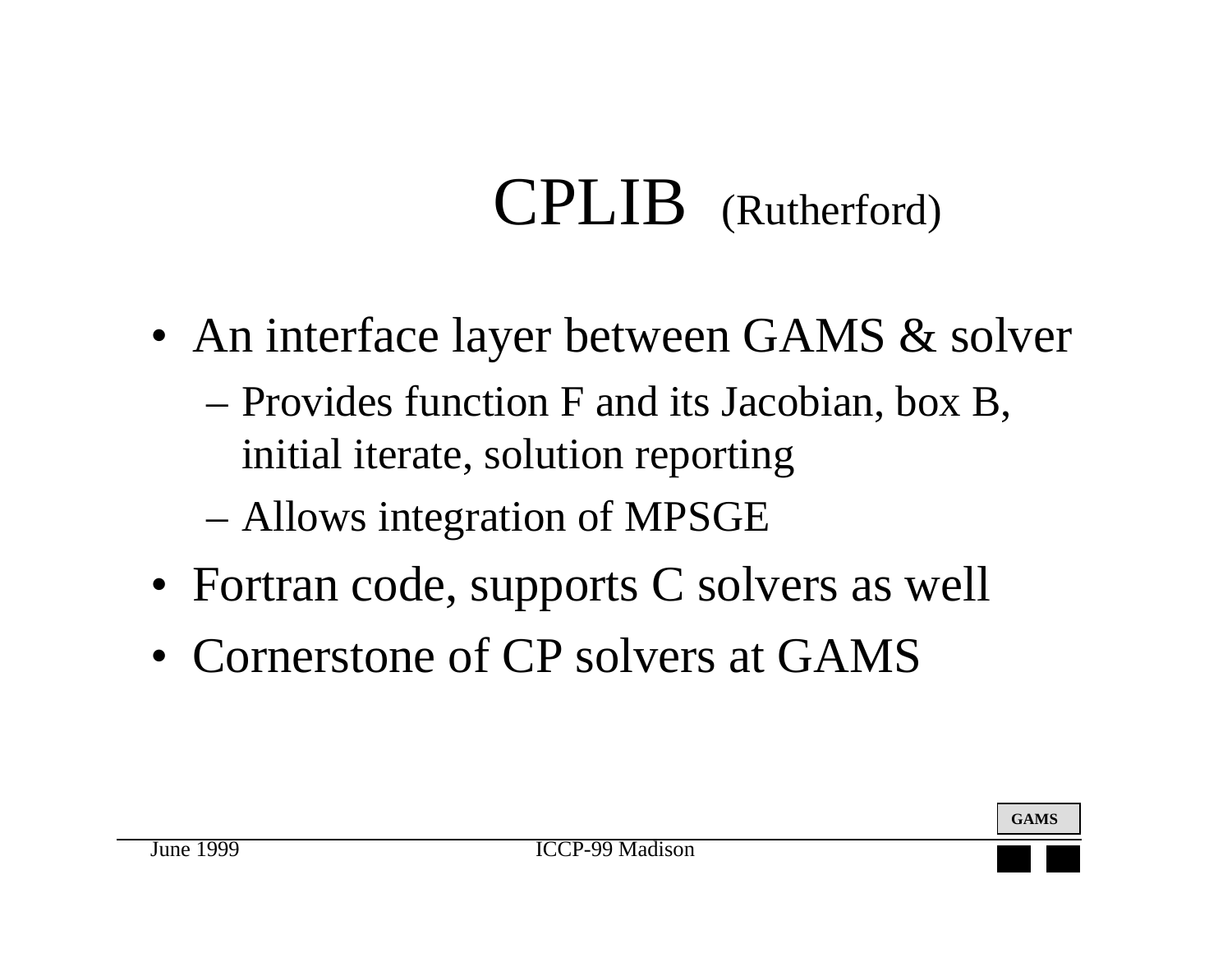# CPLIB (Rutherford)

- An interface layer between GAMS & solver
  - Provides function F and its Jacobian, box B, initial iterate, solution reporting
  - Allows integration of MPSGE
- Fortran code, supports C solvers as well
- Cornerstone of CP solvers at GAMS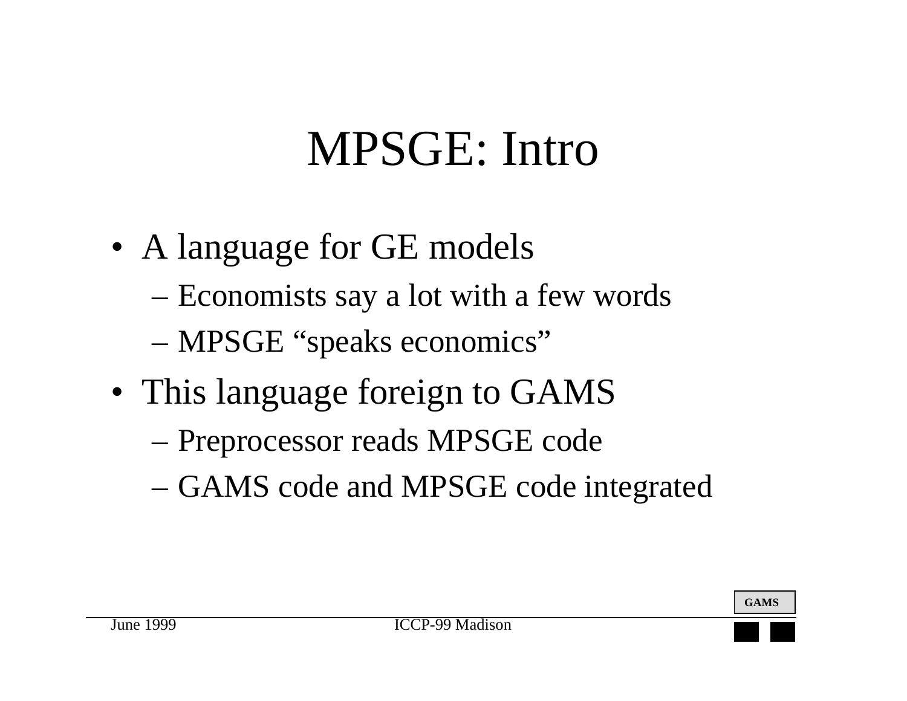# MPSGE: Intro

- A language for GE models
  - Economists say a lot with a few words
  - MPSGE “speaks economics”
- This language foreign to GAMS
  - Preprocessor reads MPSGE code
  - GAMS code and MPSGE code integrated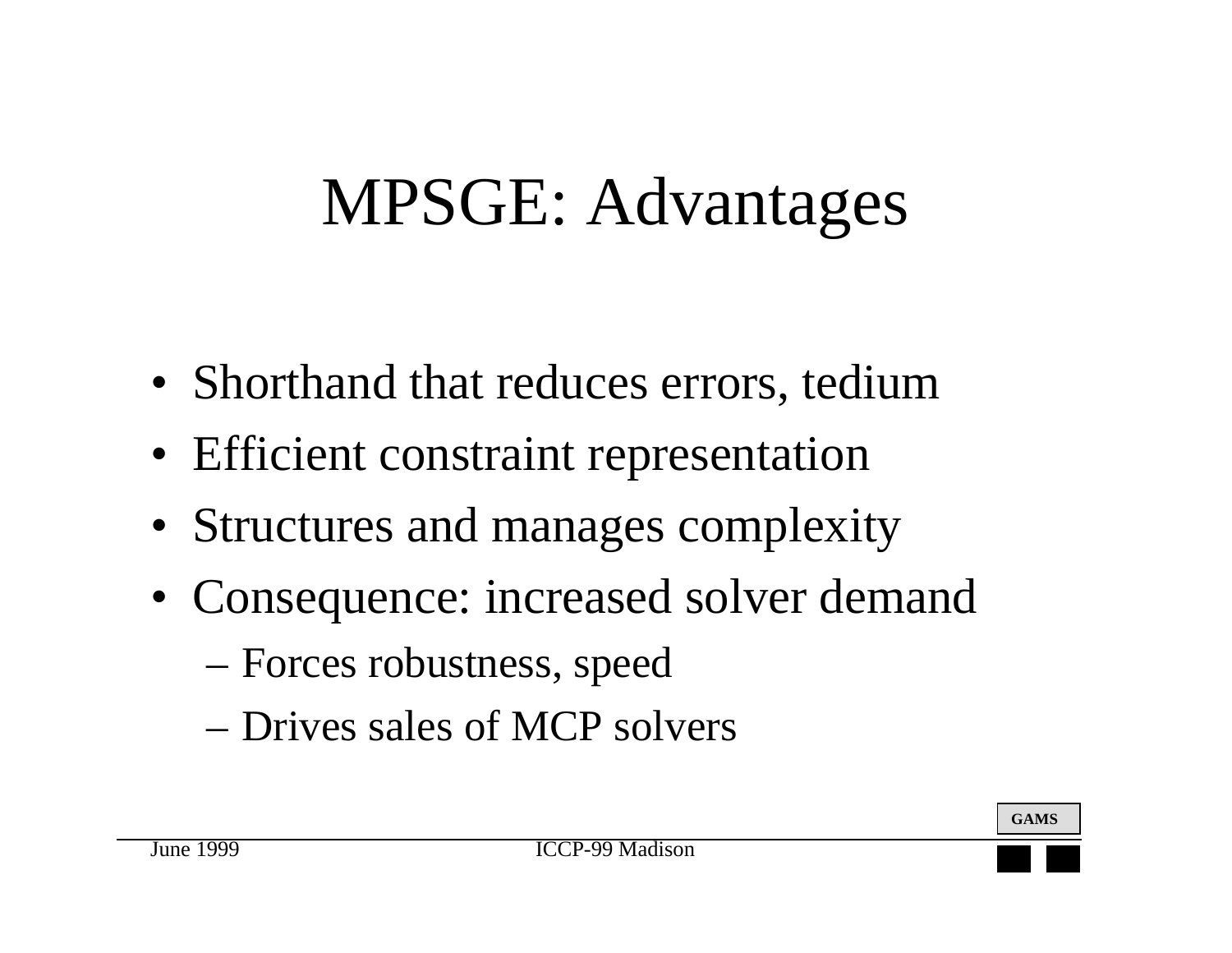# MPSGE: Advantages

- Shorthand that reduces errors, tedium
- Efficient constraint representation
- Structures and manages complexity
- Consequence: increased solver demand
  - Forces robustness, speed
  - Drives sales of MCP solvers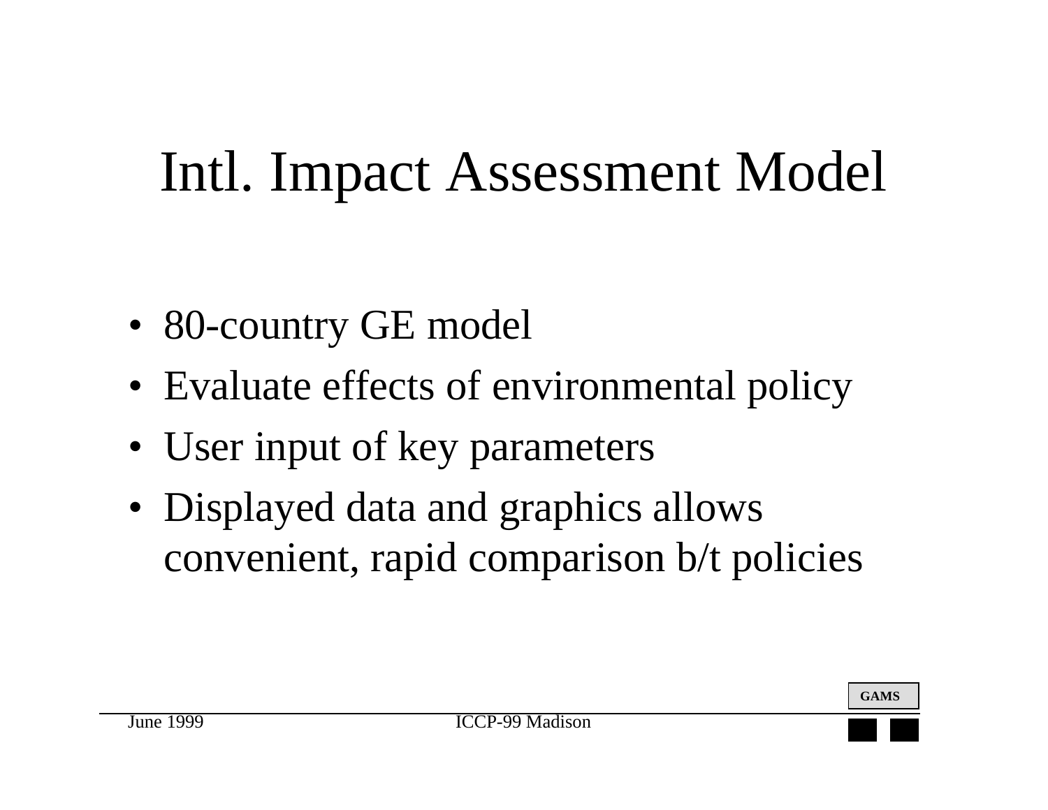# Intl. Impact Assessment Model

- 80-country GE model
- Evaluate effects of environmental policy
- User input of key parameters
- Displayed data and graphics allows convenient, rapid comparison b/t policies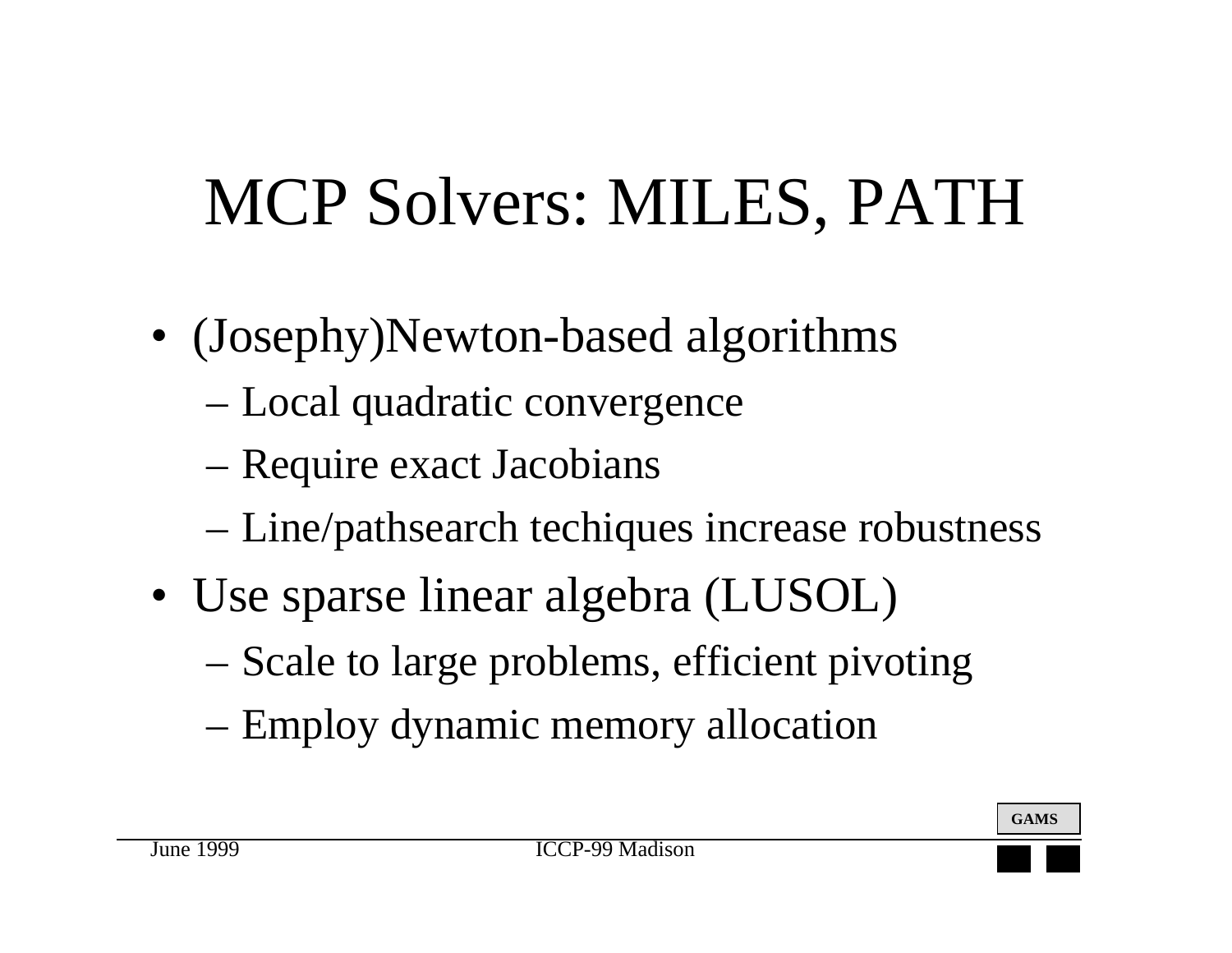# MCP Solvers: MILES, PATH

- (Josephy)Newton-based algorithms
  - Local quadratic convergence
  - Require exact Jacobians
  - Line/pathsearch techiques increase robustness
- Use sparse linear algebra (LUSOL)
  - Scale to large problems, efficient pivoting
  - Employ dynamic memory allocation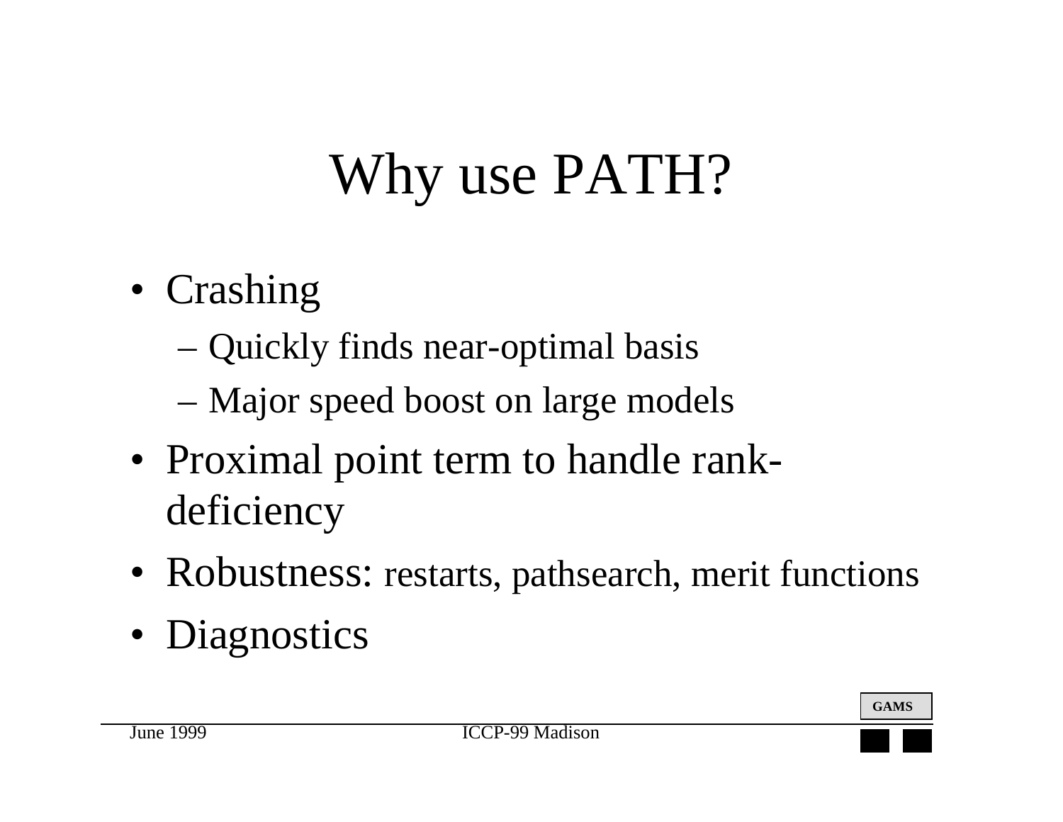# Why use PATH?

- Crashing
  - Quickly finds near-optimal basis
  - Major speed boost on large models
- Proximal point term to handle rank-deficiency
- Robustness: restarts, pathsearch, merit functions
- Diagnostics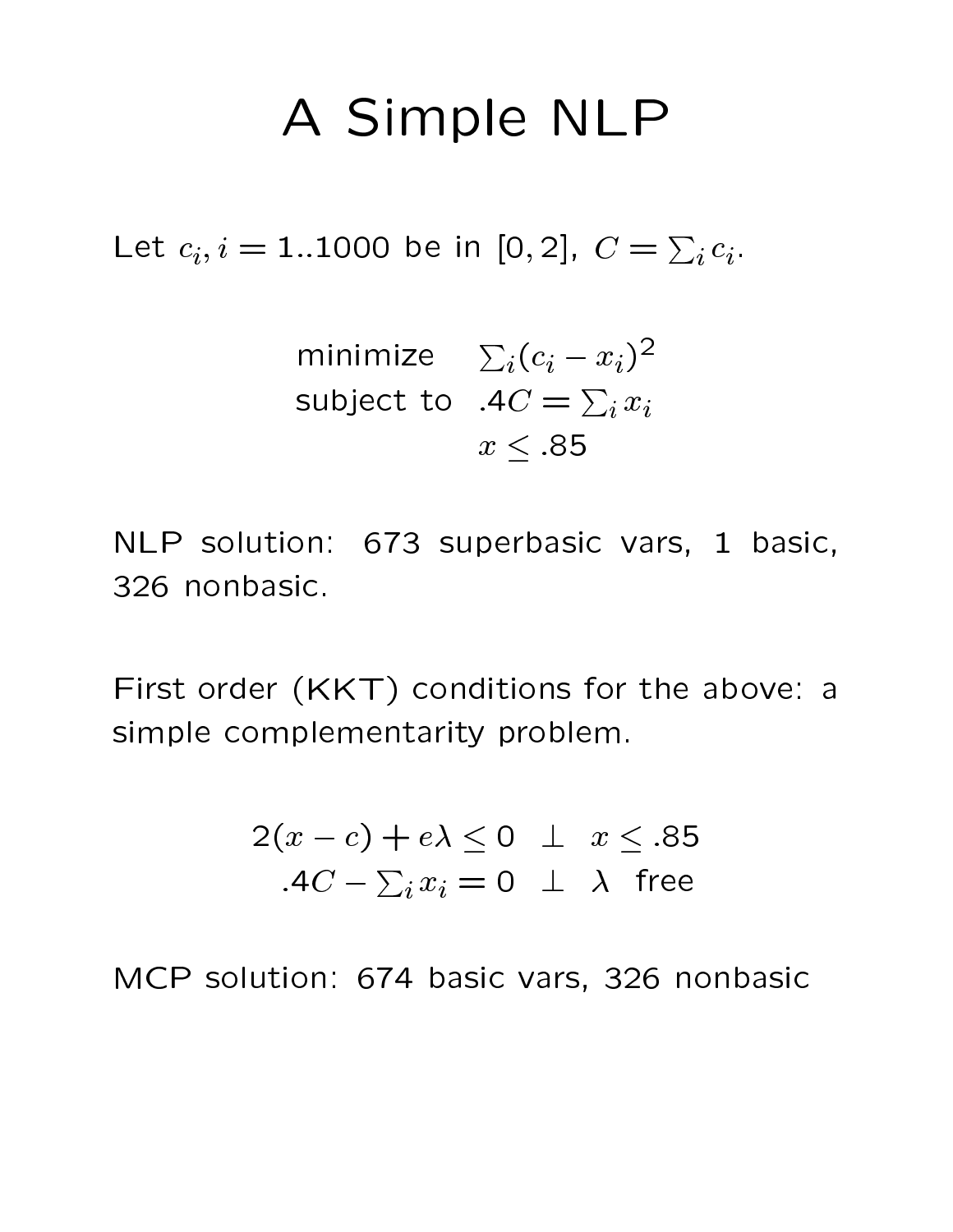# A Simple NLP

Let $c_i, i = 1..1000$ be in $[0, 2]$, $C = \sum_i c_i$.

$$
\begin{array}{ll}
\text{minimize} & \sum_i (c_i - x_i)^2 \\
\text{subject to} & .4C = \sum_i x_i \\
 & x \leq .85
\end{array}
$$

NLP solution: 673 superbasic vars, 1 basic, 326 nonbasic.

First order (KKT) conditions for the above: a simple complementarity problem.

$$
\begin{array}{rcl}
2(x - c) + e\lambda \leq 0 & \perp & x \leq .85 \\
.4C - \sum_i x_i = 0 & \perp & \lambda \ \text{ free}
\end{array}
$$

MCP solution: 674 basic vars, 326 nonbasic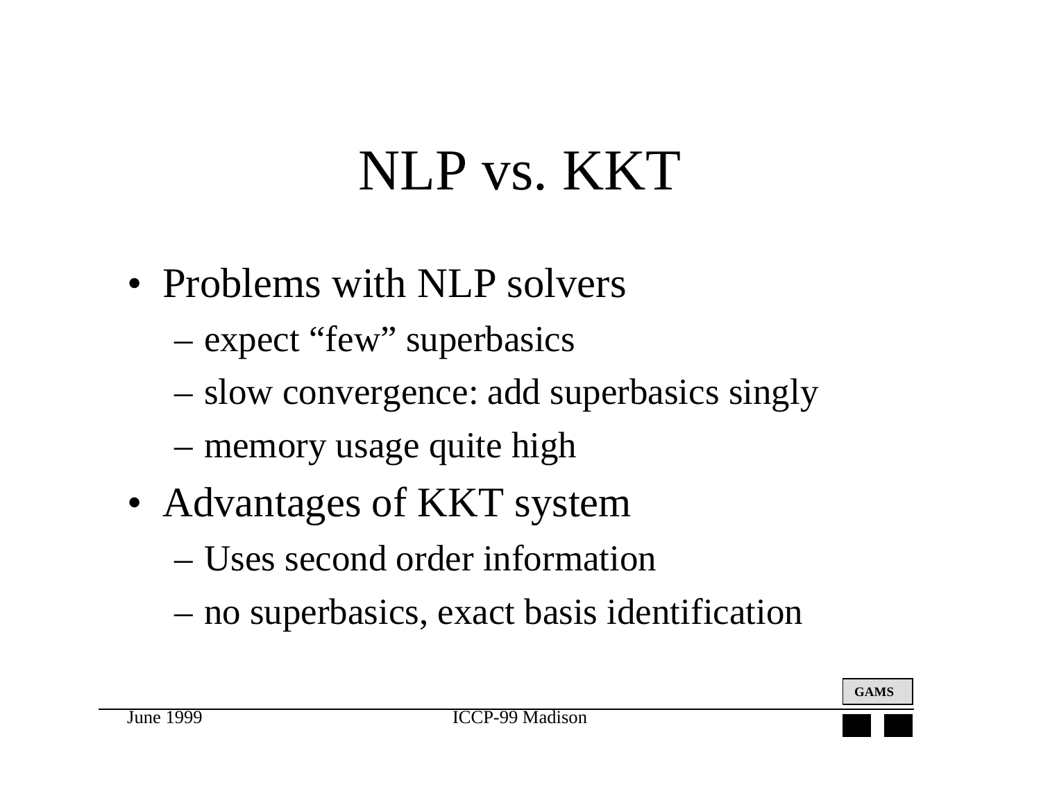# NLP vs. KKT

- Problems with NLP solvers
  - expect “few” superbasics
  - slow convergence: add superbasics singly
  - memory usage quite high
- Advantages of KKT system
  - Uses second order information
  - no superbasics, exact basis identification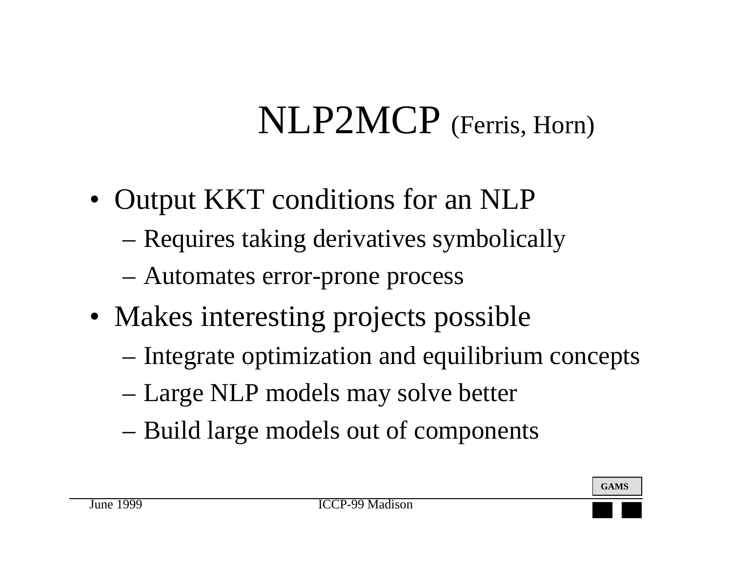# NLP2MCP (Ferris, Horn)

- Output KKT conditions for an NLP
  - Requires taking derivatives symbolically
  - Automates error-prone process
- Makes interesting projects possible
  - Integrate optimization and equilibrium concepts
  - Large NLP models may solve better
  - Build large models out of components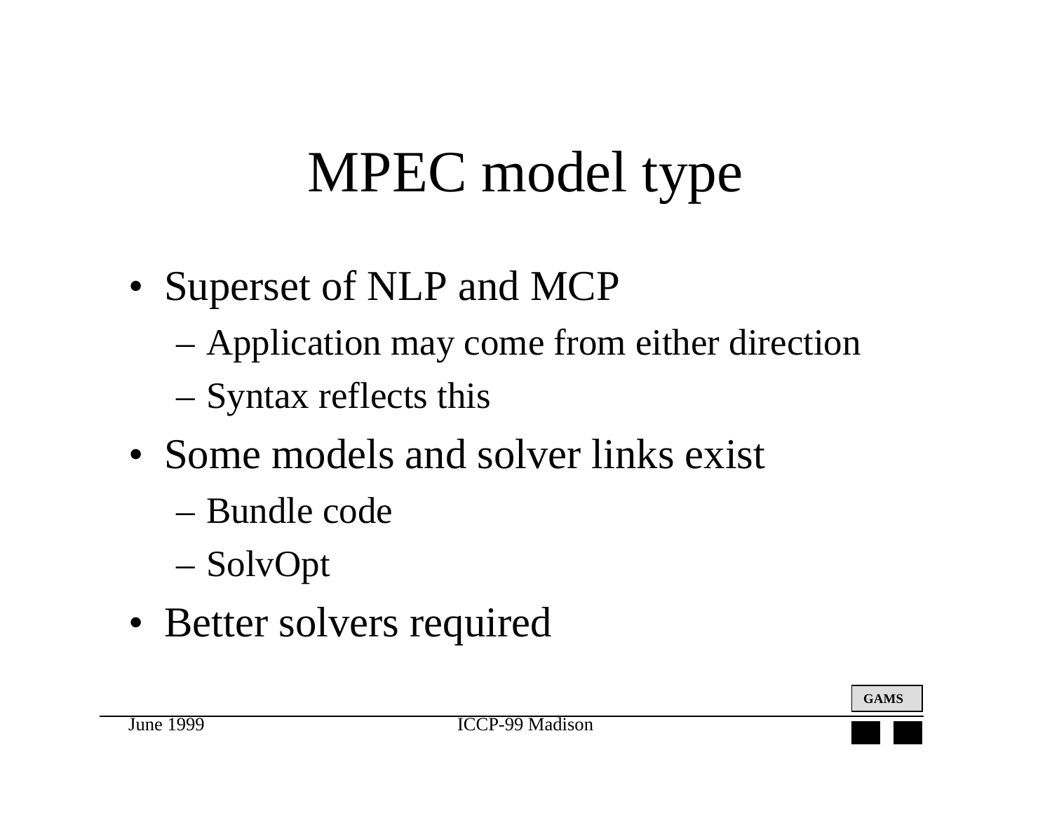# MPEC model type

- Superset of NLP and MCP
  - Application may come from either direction
  - Syntax reflects this
- Some models and solver links exist
  - Bundle code
  - SolvOpt
- Better solvers required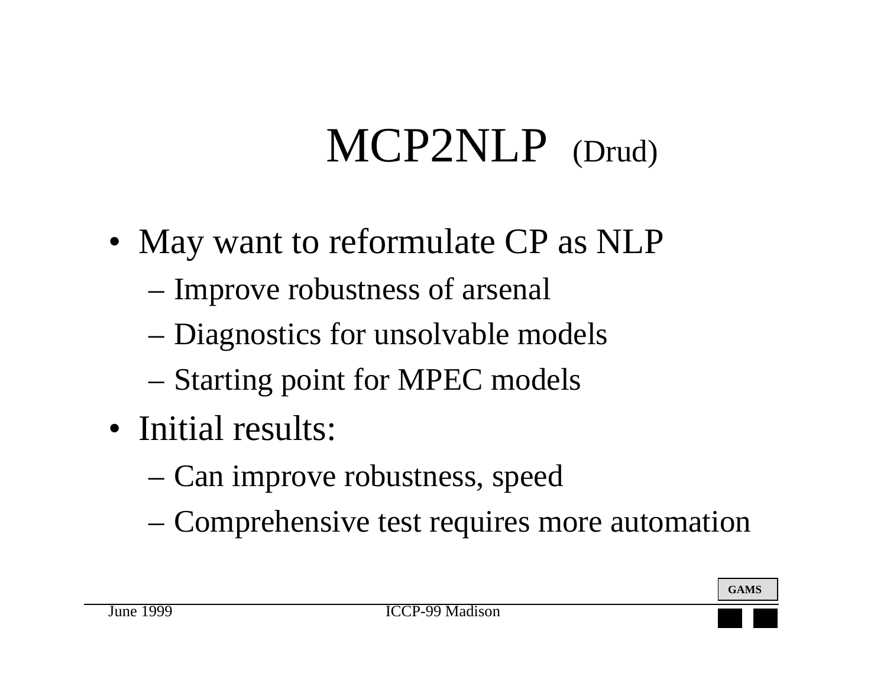# MCP2NLP (Drud)

- May want to reformulate CP as NLP
  - Improve robustness of arsenal
  - Diagnostics for unsolvable models
  - Starting point for MPEC models
- Initial results:
  - Can improve robustness, speed
  - Comprehensive test requires more automation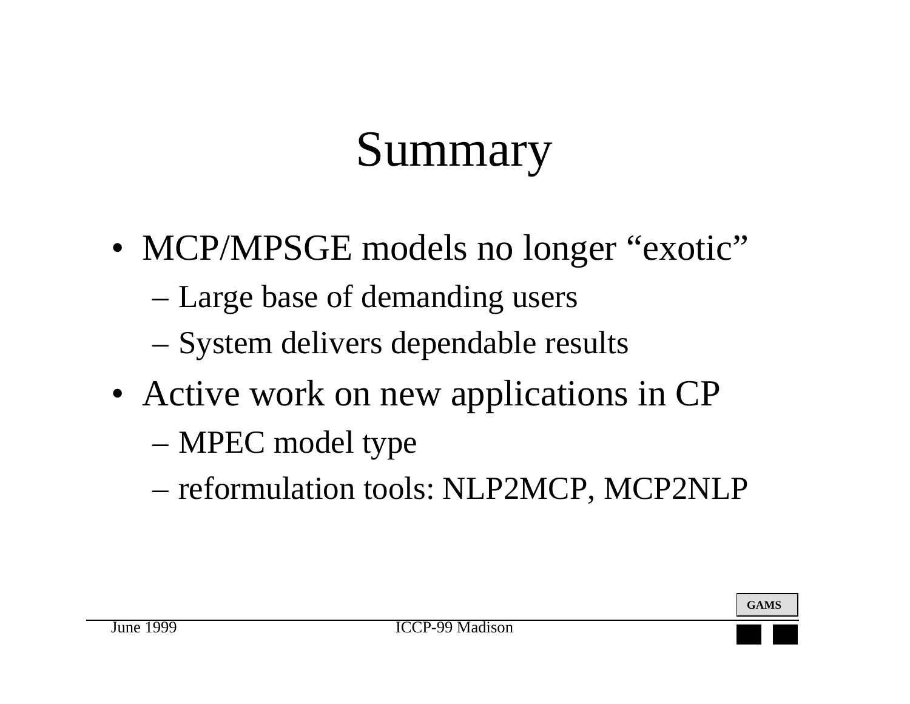# Summary

- MCP/MPSGE models no longer “exotic”
  - Large base of demanding users
  - System delivers dependable results
- Active work on new applications in CP
  - MPEC model type
  - reformulation tools: NLP2MCP, MCP2NLP